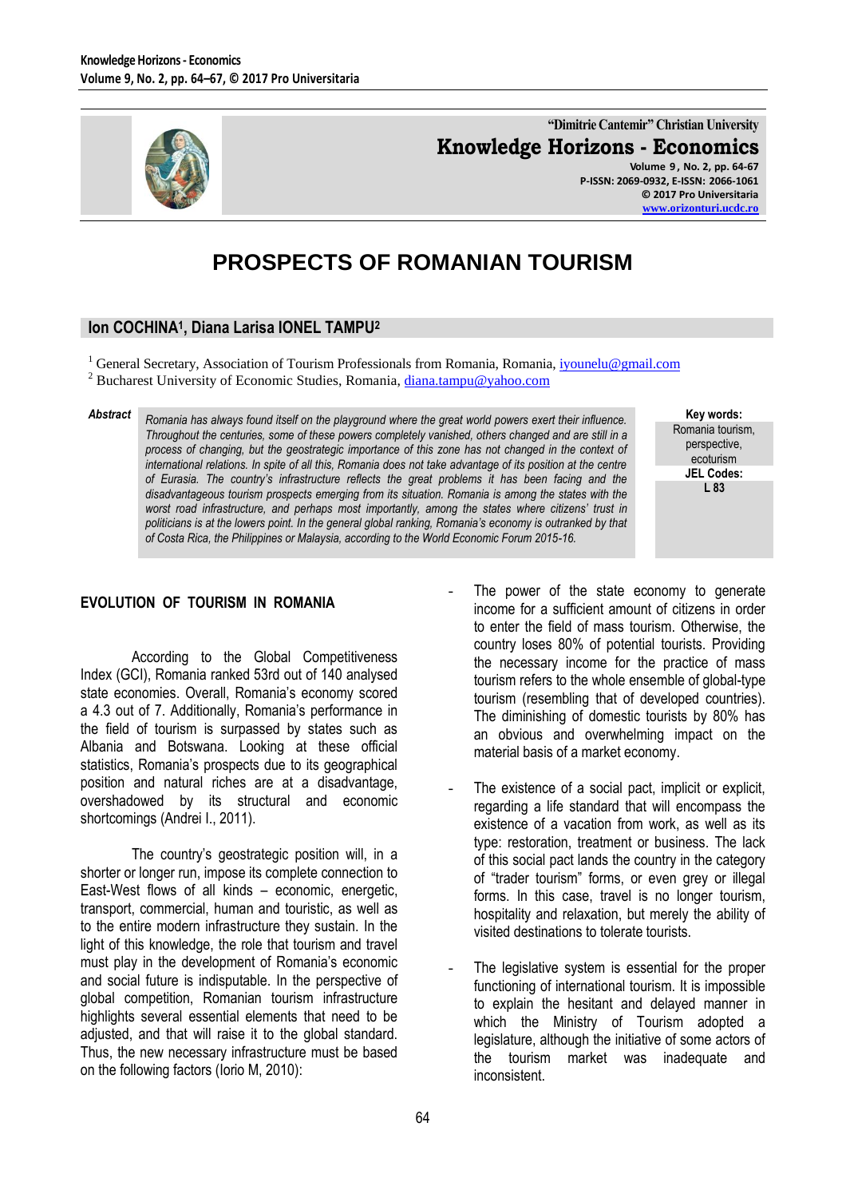# PROSPECTS OF ROMANIAN TOURISM

**Ion COCHINA[1], Diana Larisa IONEL TAMPU[2]**

[1] General Secretary, Association of Tourism Professionals from Romania, Romania, iyounelu@gmail.com
[2] Bucharest University of Economic Studies, Romania, diana.tampu@yahoo.com

***Abstract*** *Romania has always found itself on the playground where the great world powers exert their influence. Throughout the centuries, some of these powers completely vanished, others changed and are still in a process of changing, but the geostrategic importance of this zone has not changed in the context of international relations. In spite of all this, Romania does not take advantage of its position at the centre of Eurasia. The country's infrastructure reflects the great problems it has been facing and the disadvantageous tourism prospects emerging from its situation. Romania is among the states with the worst road infrastructure, and perhaps most importantly, among the states where citizens' trust in politicians is at the lowers point. In the general global ranking, Romania's economy is outranked by that of Costa Rica, the Philippines or Malaysia, according to the World Economic Forum 2015-16.*

**Key words:** Romania tourism, perspective, ecoturism

**JEL Codes:** L 83

## EVOLUTION OF TOURISM IN ROMANIA

According to the Global Competitiveness Index (GCI), Romania ranked 53rd out of 140 analysed state economies. Overall, Romania's economy scored a 4.3 out of 7. Additionally, Romania's performance in the field of tourism is surpassed by states such as Albania and Botswana. Looking at these official statistics, Romania's prospects due to its geographical position and natural riches are at a disadvantage, overshadowed by its structural and economic shortcomings (Andrei I., 2011).

The country's geostrategic position will, in a shorter or longer run, impose its complete connection to East-West flows of all kinds – economic, energetic, transport, commercial, human and touristic, as well as to the entire modern infrastructure they sustain. In the light of this knowledge, the role that tourism and travel must play in the development of Romania's economic and social future is indisputable. In the perspective of global competition, Romanian tourism infrastructure highlights several essential elements that need to be adjusted, and that will raise it to the global standard. Thus, the new necessary infrastructure must be based on the following factors (Iorio M, 2010):

- The power of the state economy to generate income for a sufficient amount of citizens in order to enter the field of mass tourism. Otherwise, the country loses 80% of potential tourists. Providing the necessary income for the practice of mass tourism refers to the whole ensemble of global-type tourism (resembling that of developed countries). The diminishing of domestic tourists by 80% has an obvious and overwhelming impact on the material basis of a market economy.

- The existence of a social pact, implicit or explicit, regarding a life standard that will encompass the existence of a vacation from work, as well as its type: restoration, treatment or business. The lack of this social pact lands the country in the category of "trader tourism" forms, or even grey or illegal forms. In this case, travel is no longer tourism, hospitality and relaxation, but merely the ability of visited destinations to tolerate tourists.

- The legislative system is essential for the proper functioning of international tourism. It is impossible to explain the hesitant and delayed manner in which the Ministry of Tourism adopted a legislature, although the initiative of some actors of the tourism market was inadequate and inconsistent.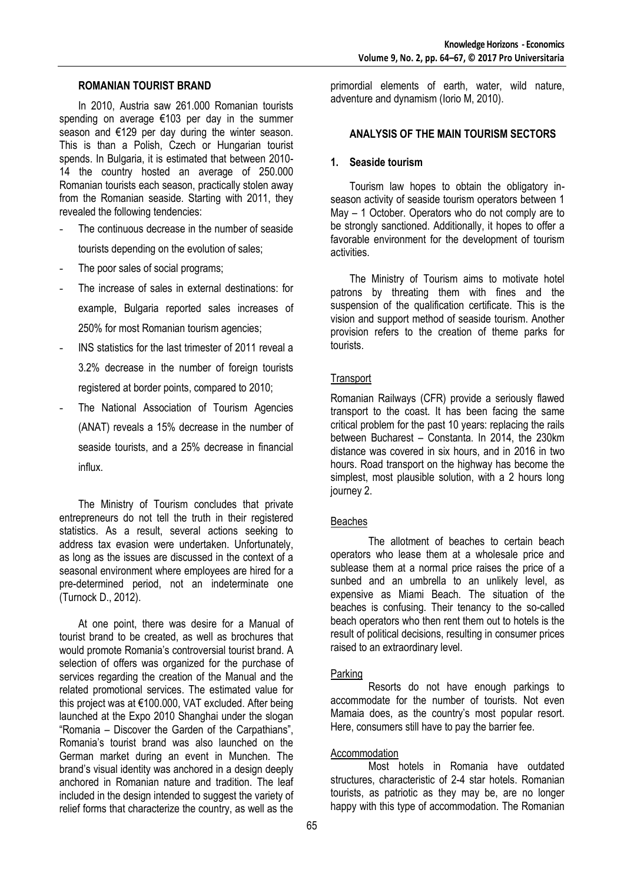## ROMANIAN TOURIST BRAND

In 2010, Austria saw 261.000 Romanian tourists spending on average €103 per day in the summer season and €129 per day during the winter season. This is than a Polish, Czech or Hungarian tourist spends. In Bulgaria, it is estimated that between 2010-14 the country hosted an average of 250.000 Romanian tourists each season, practically stolen away from the Romanian seaside. Starting with 2011, they revealed the following tendencies:

- The continuous decrease in the number of seaside tourists depending on the evolution of sales;
- The poor sales of social programs;
- The increase of sales in external destinations: for example, Bulgaria reported sales increases of 250% for most Romanian tourism agencies;
- INS statistics for the last trimester of 2011 reveal a 3.2% decrease in the number of foreign tourists registered at border points, compared to 2010;
- The National Association of Tourism Agencies (ANAT) reveals a 15% decrease in the number of seaside tourists, and a 25% decrease in financial influx.

The Ministry of Tourism concludes that private entrepreneurs do not tell the truth in their registered statistics. As a result, several actions seeking to address tax evasion were undertaken. Unfortunately, as long as the issues are discussed in the context of a seasonal environment where employees are hired for a pre-determined period, not an indeterminate one (Turnock D., 2012).

At one point, there was desire for a Manual of tourist brand to be created, as well as brochures that would promote Romania's controversial tourist brand. A selection of offers was organized for the purchase of services regarding the creation of the Manual and the related promotional services. The estimated value for this project was at €100.000, VAT excluded. After being launched at the Expo 2010 Shanghai under the slogan "Romania – Discover the Garden of the Carpathians", Romania's tourist brand was also launched on the German market during an event in Munchen. The brand's visual identity was anchored in a design deeply anchored in Romanian nature and tradition. The leaf included in the design intended to suggest the variety of relief forms that characterize the country, as well as the primordial elements of earth, water, wild nature, adventure and dynamism (Iorio M, 2010).

## ANALYSIS OF THE MAIN TOURISM SECTORS

### 1. Seaside tourism

Tourism law hopes to obtain the obligatory in-season activity of seaside tourism operators between 1 May – 1 October. Operators who do not comply are to be strongly sanctioned. Additionally, it hopes to offer a favorable environment for the development of tourism activities.

The Ministry of Tourism aims to motivate hotel patrons by threating them with fines and the suspension of the qualification certificate. This is the vision and support method of seaside tourism. Another provision refers to the creation of theme parks for tourists.

Transport

Romanian Railways (CFR) provide a seriously flawed transport to the coast. It has been facing the same critical problem for the past 10 years: replacing the rails between Bucharest – Constanta. In 2014, the 230km distance was covered in six hours, and in 2016 in two hours. Road transport on the highway has become the simplest, most plausible solution, with a 2 hours long journey 2.

Beaches

The allotment of beaches to certain beach operators who lease them at a wholesale price and sublease them at a normal price raises the price of a sunbed and an umbrella to an unlikely level, as expensive as Miami Beach. The situation of the beaches is confusing. Their tenancy to the so-called beach operators who then rent them out to hotels is the result of political decisions, resulting in consumer prices raised to an extraordinary level.

Parking

Resorts do not have enough parkings to accommodate for the number of tourists. Not even Mamaia does, as the country's most popular resort. Here, consumers still have to pay the barrier fee.

Accommodation

Most hotels in Romania have outdated structures, characteristic of 2-4 star hotels. Romanian tourists, as patriotic as they may be, are no longer happy with this type of accommodation. The Romanian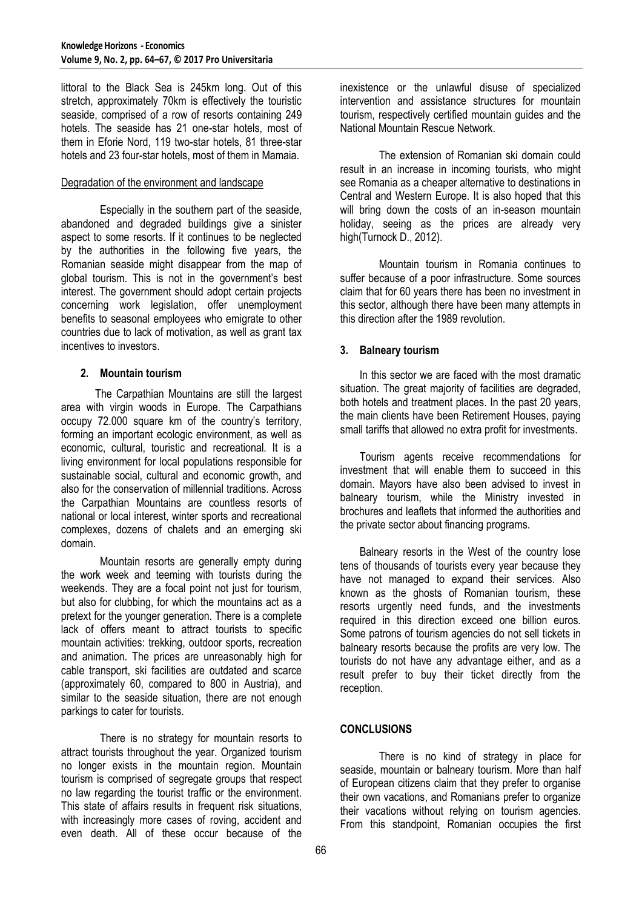littoral to the Black Sea is 245km long. Out of this stretch, approximately 70km is effectively the touristic seaside, comprised of a row of resorts containing 249 hotels. The seaside has 21 one-star hotels, most of them in Eforie Nord, 119 two-star hotels, 81 three-star hotels and 23 four-star hotels, most of them in Mamaia.

Degradation of the environment and landscape

Especially in the southern part of the seaside, abandoned and degraded buildings give a sinister aspect to some resorts. If it continues to be neglected by the authorities in the following five years, the Romanian seaside might disappear from the map of global tourism. This is not in the government's best interest. The government should adopt certain projects concerning work legislation, offer unemployment benefits to seasonal employees who emigrate to other countries due to lack of motivation, as well as grant tax incentives to investors.

## 2. Mountain tourism

The Carpathian Mountains are still the largest area with virgin woods in Europe. The Carpathians occupy 72.000 square km of the country's territory, forming an important ecologic environment, as well as economic, cultural, touristic and recreational. It is a living environment for local populations responsible for sustainable social, cultural and economic growth, and also for the conservation of millennial traditions. Across the Carpathian Mountains are countless resorts of national or local interest, winter sports and recreational complexes, dozens of chalets and an emerging ski domain.

Mountain resorts are generally empty during the work week and teeming with tourists during the weekends. They are a focal point not just for tourism, but also for clubbing, for which the mountains act as a pretext for the younger generation. There is a complete lack of offers meant to attract tourists to specific mountain activities: trekking, outdoor sports, recreation and animation. The prices are unreasonably high for cable transport, ski facilities are outdated and scarce (approximately 60, compared to 800 in Austria), and similar to the seaside situation, there are not enough parkings to cater for tourists.

There is no strategy for mountain resorts to attract tourists throughout the year. Organized tourism no longer exists in the mountain region. Mountain tourism is comprised of segregate groups that respect no law regarding the tourist traffic or the environment. This state of affairs results in frequent risk situations, with increasingly more cases of roving, accident and even death. All of these occur because of the inexistence or the unlawful disuse of specialized intervention and assistance structures for mountain tourism, respectively certified mountain guides and the National Mountain Rescue Network.

The extension of Romanian ski domain could result in an increase in incoming tourists, who might see Romania as a cheaper alternative to destinations in Central and Western Europe. It is also hoped that this will bring down the costs of an in-season mountain holiday, seeing as the prices are already very high(Turnock D., 2012).

Mountain tourism in Romania continues to suffer because of a poor infrastructure. Some sources claim that for 60 years there has been no investment in this sector, although there have been many attempts in this direction after the 1989 revolution.

## 3. Balneary tourism

In this sector we are faced with the most dramatic situation. The great majority of facilities are degraded, both hotels and treatment places. In the past 20 years, the main clients have been Retirement Houses, paying small tariffs that allowed no extra profit for investments.

Tourism agents receive recommendations for investment that will enable them to succeed in this domain. Mayors have also been advised to invest in balneary tourism, while the Ministry invested in brochures and leaflets that informed the authorities and the private sector about financing programs.

Balneary resorts in the West of the country lose tens of thousands of tourists every year because they have not managed to expand their services. Also known as the ghosts of Romanian tourism, these resorts urgently need funds, and the investments required in this direction exceed one billion euros. Some patrons of tourism agencies do not sell tickets in balneary resorts because the profits are very low. The tourists do not have any advantage either, and as a result prefer to buy their ticket directly from the reception.

## CONCLUSIONS

There is no kind of strategy in place for seaside, mountain or balneary tourism. More than half of European citizens claim that they prefer to organise their own vacations, and Romanians prefer to organize their vacations without relying on tourism agencies. From this standpoint, Romanian occupies the first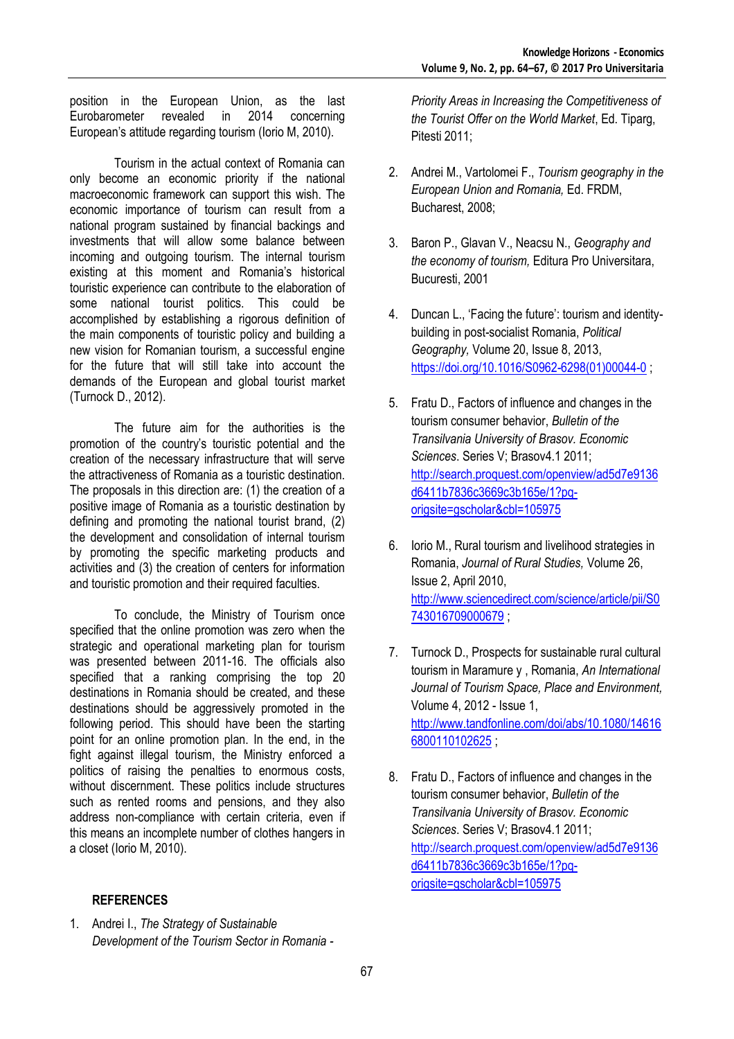position in the European Union, as the last Eurobarometer revealed in 2014 concerning European's attitude regarding tourism (Iorio M, 2010).

Tourism in the actual context of Romania can only become an economic priority if the national macroeconomic framework can support this wish. The economic importance of tourism can result from a national program sustained by financial backings and investments that will allow some balance between incoming and outgoing tourism. The internal tourism existing at this moment and Romania's historical touristic experience can contribute to the elaboration of some national tourist politics. This could be accomplished by establishing a rigorous definition of the main components of touristic policy and building a new vision for Romanian tourism, a successful engine for the future that will still take into account the demands of the European and global tourist market (Turnock D., 2012).

The future aim for the authorities is the promotion of the country's touristic potential and the creation of the necessary infrastructure that will serve the attractiveness of Romania as a touristic destination. The proposals in this direction are: (1) the creation of a positive image of Romania as a touristic destination by defining and promoting the national tourist brand, (2) the development and consolidation of internal tourism by promoting the specific marketing products and activities and (3) the creation of centers for information and touristic promotion and their required faculties.

To conclude, the Ministry of Tourism once specified that the online promotion was zero when the strategic and operational marketing plan for tourism was presented between 2011-16. The officials also specified that a ranking comprising the top 20 destinations in Romania should be created, and these destinations should be aggressively promoted in the following period. This should have been the starting point for an online promotion plan. In the end, in the fight against illegal tourism, the Ministry enforced a politics of raising the penalties to enormous costs, without discernment. These politics include structures such as rented rooms and pensions, and they also address non-compliance with certain criteria, even if this means an incomplete number of clothes hangers in a closet (Iorio M, 2010).

## REFERENCES

1. Andrei I., *The Strategy of Sustainable Development of the Tourism Sector in Romania - Priority Areas in Increasing the Competitiveness of the Tourist Offer on the World Market*, Ed. Tiparg, Pitesti 2011;

2. Andrei M., Vartolomei F., *Tourism geography in the European Union and Romania,* Ed. FRDM, Bucharest, 2008;

3. Baron P., Glavan V., Neacsu N., *Geography and the economy of tourism,* Editura Pro Universitara, Bucuresti, 2001

4. Duncan L., 'Facing the future': tourism and identity-building in post-socialist Romania, *Political Geography,* Volume 20, Issue 8, 2013, https://doi.org/10.1016/S0962-6298(01)00044-0 ;

5. Fratu D., Factors of influence and changes in the tourism consumer behavior, *Bulletin of the Transilvania University of Brasov. Economic Sciences*. Series V; Brasov4.1 2011; http://search.proquest.com/openview/ad5d7e9136d6411b7836c3669c3b165e/1?pq-origsite=gscholar&cbl=105975

6. Iorio M., Rural tourism and livelihood strategies in Romania, *Journal of Rural Studies,* Volume 26, Issue 2, April 2010, http://www.sciencedirect.com/science/article/pii/S0743016709000679 ;

7. Turnock D., Prospects for sustainable rural cultural tourism in Maramure y , Romania, *An International Journal of Tourism Space, Place and Environment,* Volume 4, 2012 - Issue 1, http://www.tandfonline.com/doi/abs/10.1080/146166800110102625 ;

8. Fratu D., Factors of influence and changes in the tourism consumer behavior, *Bulletin of the Transilvania University of Brasov. Economic Sciences*. Series V; Brasov4.1 2011; http://search.proquest.com/openview/ad5d7e9136d6411b7836c3669c3b165e/1?pq-origsite=gscholar&cbl=105975